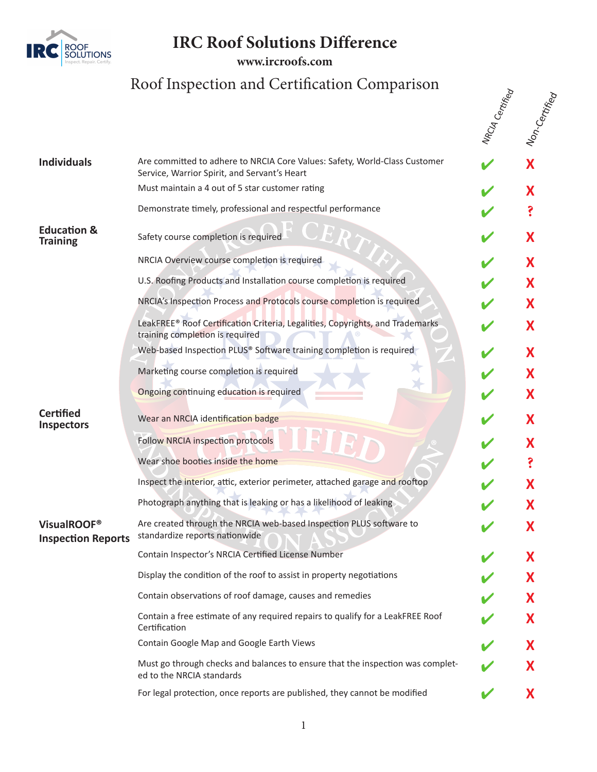# IRC Roof Solutions Difference

**www.ircroofs.com**

## Roof Inspection and Certification Comparison

| | | NRCIA Certified | Non-Certified |
|---|---|---|---|
| **Individuals** | Are committed to adhere to NRCIA Core Values: Safety, World-Class Customer Service, Warrior Spirit, and Servant's Heart | ✔ | X |
| | Must maintain a 4 out of 5 star customer rating | ✔ | X |
| | Demonstrate timely, professional and respectful performance | ✔ | ? |
| **Education & Training** | Safety course completion is required | ✔ | X |
| | NRCIA Overview course completion is required | ✔ | X |
| | U.S. Roofing Products and Installation course completion is required | ✔ | X |
| | NRCIA's Inspection Process and Protocols course completion is required | ✔ | X |
| | LeakFREE® Roof Certification Criteria, Legalities, Copyrights, and Trademarks training completion is required | ✔ | X |
| | Web-based Inspection PLUS® Software training completion is required | ✔ | X |
| | Marketing course completion is required | ✔ | X |
| | Ongoing continuing education is required | ✔ | X |
| **Certified Inspectors** | Wear an NRCIA identification badge | ✔ | X |
| | Follow NRCIA inspection protocols | ✔ | X |
| | Wear shoe booties inside the home | ✔ | ? |
| | Inspect the interior, attic, exterior perimeter, attached garage and rooftop | ✔ | X |
| | Photograph anything that is leaking or has a likelihood of leaking | ✔ | X |
| **VisualROOF® Inspection Reports** | Are created through the NRCIA web-based Inspection PLUS software to standardize reports nationwide | ✔ | X |
| | Contain Inspector's NRCIA Certified License Number | ✔ | X |
| | Display the condition of the roof to assist in property negotiations | ✔ | X |
| | Contain observations of roof damage, causes and remedies | ✔ | X |
| | Contain a free estimate of any required repairs to qualify for a LeakFREE Roof Certification | ✔ | X |
| | Contain Google Map and Google Earth Views | ✔ | X |
| | Must go through checks and balances to ensure that the inspection was completed to the NRCIA standards | ✔ | X |
| | For legal protection, once reports are published, they cannot be modified | ✔ | X |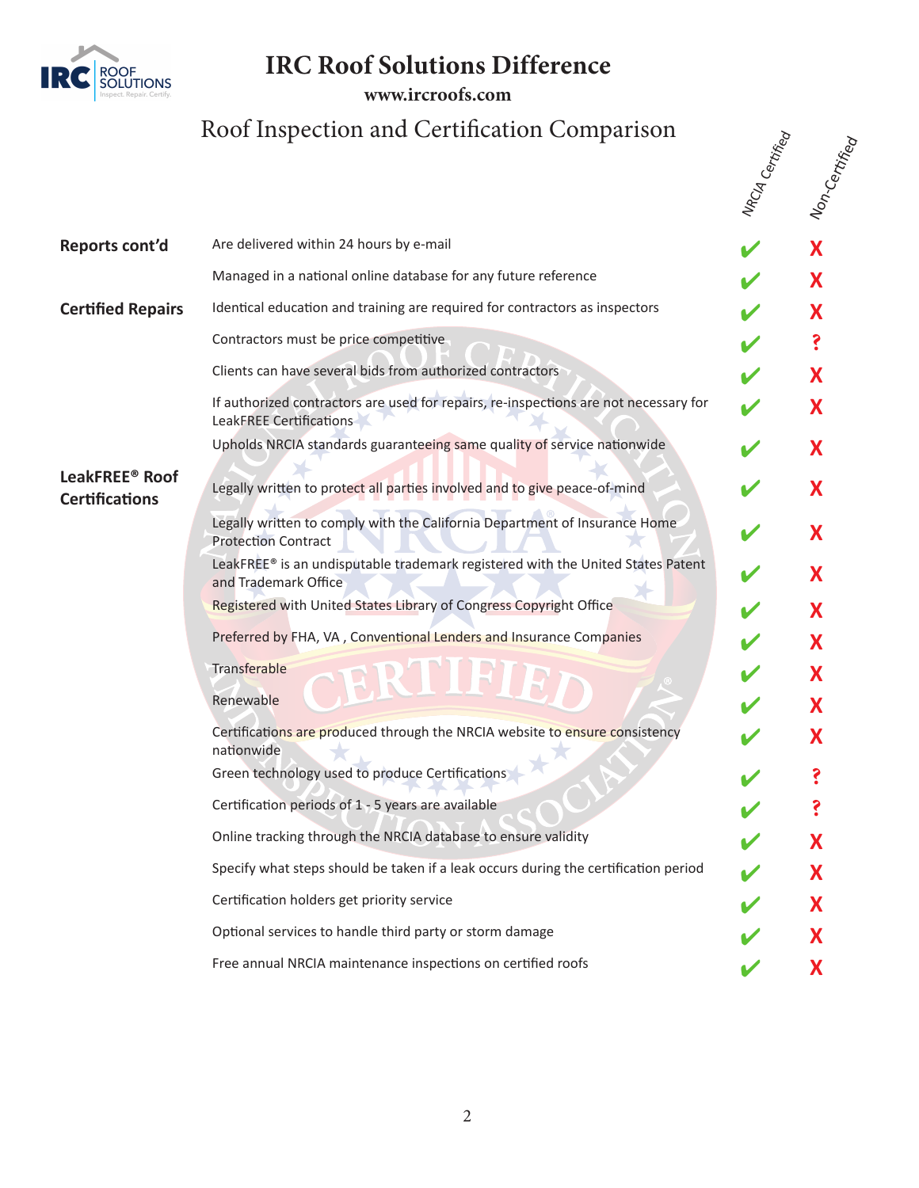# IRC Roof Solutions Difference

**www.ircroofs.com**

## Roof Inspection and Certification Comparison

| | | NRCIA Certified | Non-Certified |
|---|---|---|---|
| **Reports cont'd** | Are delivered within 24 hours by e-mail | ✔ | X |
| | Managed in a national online database for any future reference | ✔ | X |
| **Certified Repairs** | Identical education and training are required for contractors as inspectors | ✔ | X |
| | Contractors must be price competitive | ✔ | ? |
| | Clients can have several bids from authorized contractors | ✔ | X |
| | If authorized contractors are used for repairs, re-inspections are not necessary for LeakFREE Certifications | ✔ | X |
| | Upholds NRCIA standards guaranteeing same quality of service nationwide | ✔ | X |
| **LeakFREE® Roof Certifications** | Legally written to protect all parties involved and to give peace-of-mind | ✔ | X |
| | Legally written to comply with the California Department of Insurance Home Protection Contract | ✔ | X |
| | LeakFREE® is an undisputable trademark registered with the United States Patent and Trademark Office | ✔ | X |
| | Registered with United States Library of Congress Copyright Office | ✔ | X |
| | Preferred by FHA, VA , Conventional Lenders and Insurance Companies | ✔ | X |
| | Transferable | ✔ | X |
| | Renewable | ✔ | X |
| | Certifications are produced through the NRCIA website to ensure consistency nationwide | ✔ | X |
| | Green technology used to produce Certifications | ✔ | ? |
| | Certification periods of 1 - 5 years are available | ✔ | ? |
| | Online tracking through the NRCIA database to ensure validity | ✔ | X |
| | Specify what steps should be taken if a leak occurs during the certification period | ✔ | X |
| | Certification holders get priority service | ✔ | X |
| | Optional services to handle third party or storm damage | ✔ | X |
| | Free annual NRCIA maintenance inspections on certified roofs | ✔ | X |